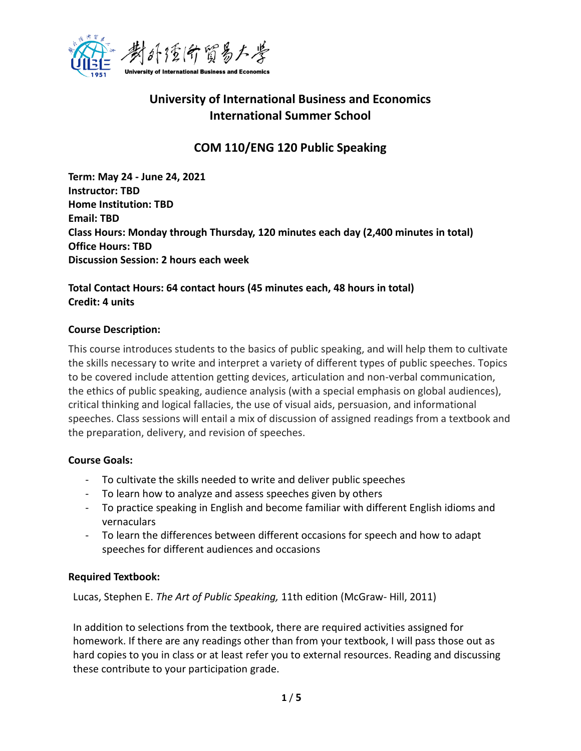# University of International Business and Economics
# International Summer School

## COM 110/ENG 120 Public Speaking

**Term: May 24 - June 24, 2021**
**Instructor: TBD**
**Home Institution: TBD**
**Email: TBD**
**Class Hours: Monday through Thursday, 120 minutes each day (2,400 minutes in total)**
**Office Hours: TBD**
**Discussion Session: 2 hours each week**

**Total Contact Hours: 64 contact hours (45 minutes each, 48 hours in total)**
**Credit: 4 units**

### Course Description:

This course introduces students to the basics of public speaking, and will help them to cultivate the skills necessary to write and interpret a variety of different types of public speeches. Topics to be covered include attention getting devices, articulation and non-verbal communication, the ethics of public speaking, audience analysis (with a special emphasis on global audiences), critical thinking and logical fallacies, the use of visual aids, persuasion, and informational speeches. Class sessions will entail a mix of discussion of assigned readings from a textbook and the preparation, delivery, and revision of speeches.

### Course Goals:

- To cultivate the skills needed to write and deliver public speeches
- To learn how to analyze and assess speeches given by others
- To practice speaking in English and become familiar with different English idioms and vernaculars
- To learn the differences between different occasions for speech and how to adapt speeches for different audiences and occasions

### Required Textbook:

Lucas, Stephen E. *The Art of Public Speaking,* 11th edition (McGraw- Hill, 2011)

In addition to selections from the textbook, there are required activities assigned for homework. If there are any readings other than from your textbook, I will pass those out as hard copies to you in class or at least refer you to external resources. Reading and discussing these contribute to your participation grade.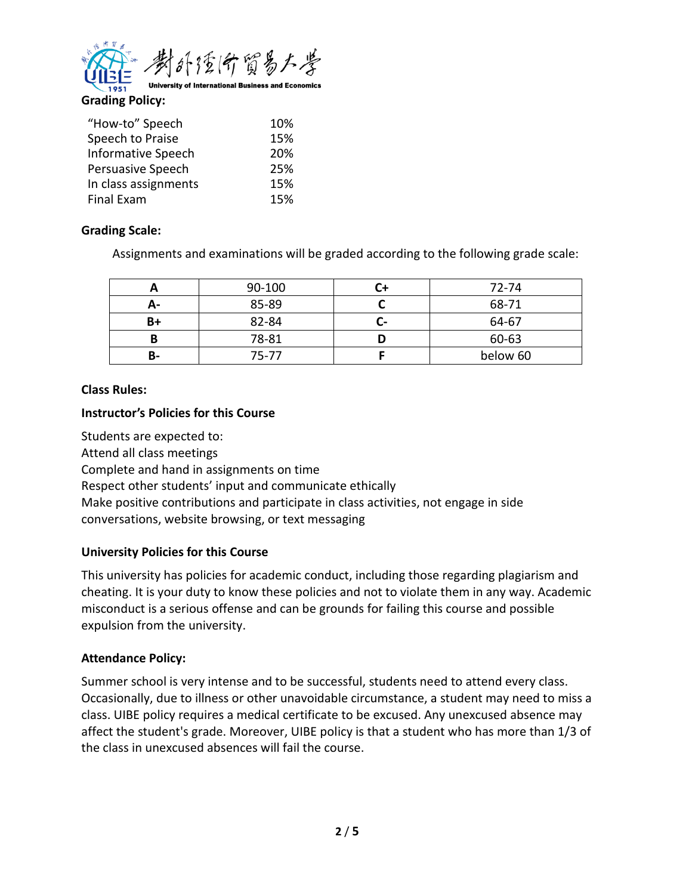**Grading Policy:**

| | |
|---|---|
| "How-to" Speech | 10% |
| Speech to Praise | 15% |
| Informative Speech | 20% |
| Persuasive Speech | 25% |
| In class assignments | 15% |
| Final Exam | 15% |

**Grading Scale:**

Assignments and examinations will be graded according to the following grade scale:

| A | 90-100 | C+ | 72-74 |
|---|---|---|---|
| A- | 85-89 | C | 68-71 |
| B+ | 82-84 | C- | 64-67 |
| B | 78-81 | D | 60-63 |
| B- | 75-77 | F | below 60 |

**Class Rules:**

**Instructor's Policies for this Course**

Students are expected to:
Attend all class meetings
Complete and hand in assignments on time
Respect other students' input and communicate ethically
Make positive contributions and participate in class activities, not engage in side conversations, website browsing, or text messaging

**University Policies for this Course**

This university has policies for academic conduct, including those regarding plagiarism and cheating. It is your duty to know these policies and not to violate them in any way. Academic misconduct is a serious offense and can be grounds for failing this course and possible expulsion from the university.

**Attendance Policy:**

Summer school is very intense and to be successful, students need to attend every class. Occasionally, due to illness or other unavoidable circumstance, a student may need to miss a class. UIBE policy requires a medical certificate to be excused. Any unexcused absence may affect the student's grade. Moreover, UIBE policy is that a student who has more than 1/3 of the class in unexcused absences will fail the course.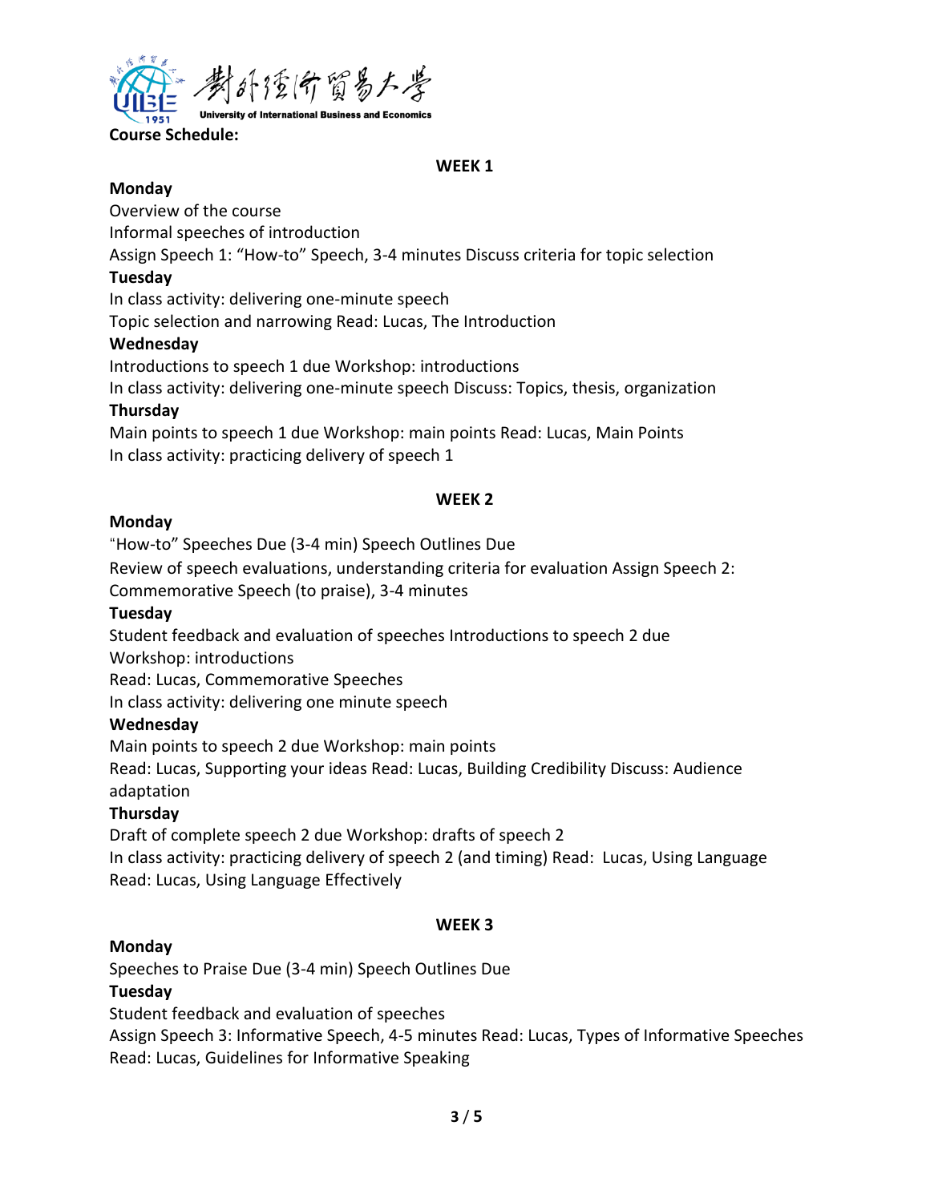**Course Schedule:**

**WEEK 1**

**Monday**

Overview of the course

Informal speeches of introduction

Assign Speech 1: “How-to” Speech, 3-4 minutes Discuss criteria for topic selection

**Tuesday**

In class activity: delivering one-minute speech

Topic selection and narrowing Read: Lucas, The Introduction

**Wednesday**

Introductions to speech 1 due Workshop: introductions

In class activity: delivering one-minute speech Discuss: Topics, thesis, organization

**Thursday**

Main points to speech 1 due Workshop: main points Read: Lucas, Main Points

In class activity: practicing delivery of speech 1

**WEEK 2**

**Monday**

“How-to” Speeches Due (3-4 min) Speech Outlines Due

Review of speech evaluations, understanding criteria for evaluation Assign Speech 2: Commemorative Speech (to praise), 3-4 minutes

**Tuesday**

Student feedback and evaluation of speeches Introductions to speech 2 due

Workshop: introductions

Read: Lucas, Commemorative Speeches

In class activity: delivering one minute speech

**Wednesday**

Main points to speech 2 due Workshop: main points

Read: Lucas, Supporting your ideas Read: Lucas, Building Credibility Discuss: Audience adaptation

**Thursday**

Draft of complete speech 2 due Workshop: drafts of speech 2

In class activity: practicing delivery of speech 2 (and timing) Read: Lucas, Using Language

Read: Lucas, Using Language Effectively

**WEEK 3**

**Monday**

Speeches to Praise Due (3-4 min) Speech Outlines Due

**Tuesday**

Student feedback and evaluation of speeches

Assign Speech 3: Informative Speech, 4-5 minutes Read: Lucas, Types of Informative Speeches

Read: Lucas, Guidelines for Informative Speaking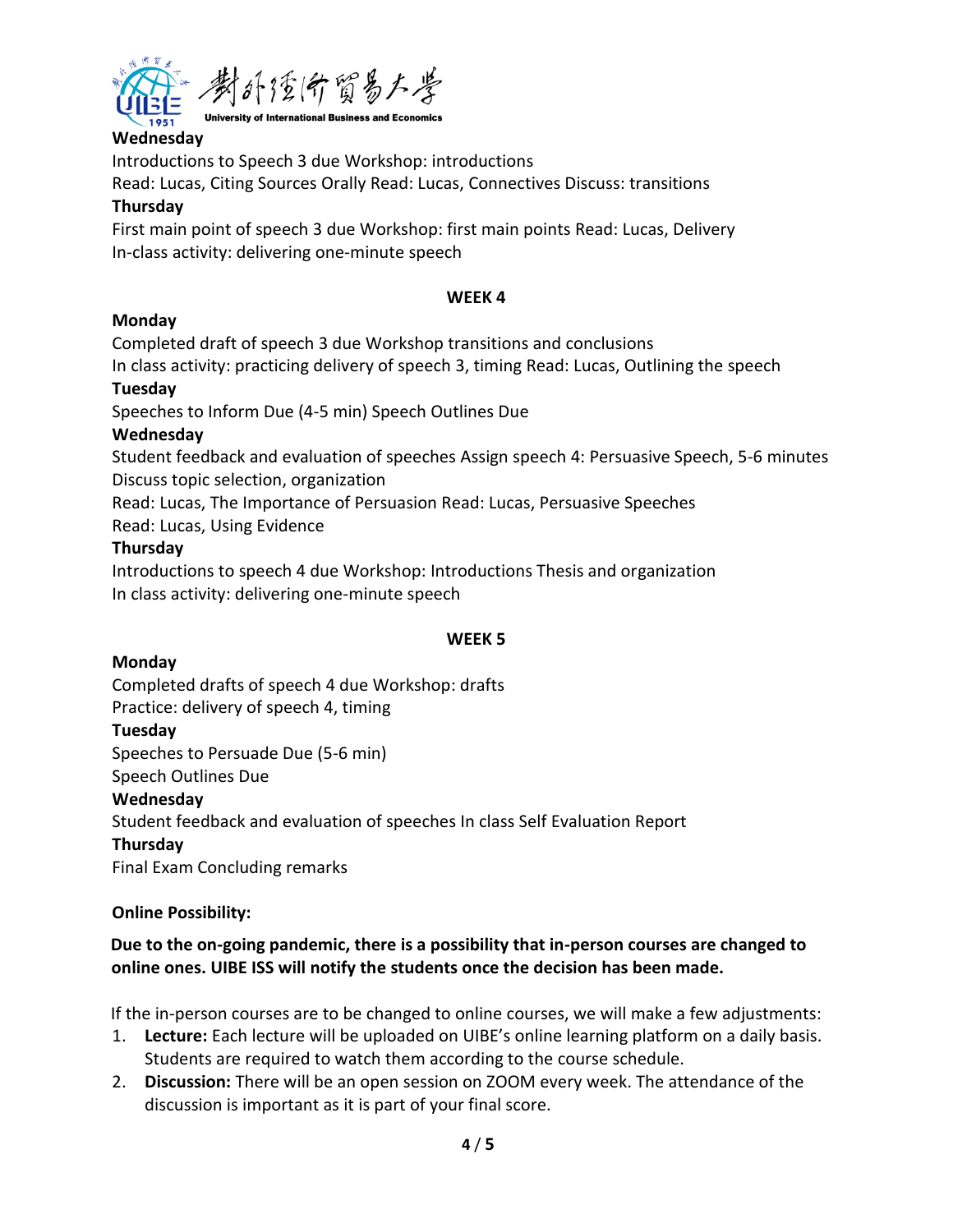**Wednesday**

Introductions to Speech 3 due Workshop: introductions

Read: Lucas, Citing Sources Orally Read: Lucas, Connectives Discuss: transitions

**Thursday**

First main point of speech 3 due Workshop: first main points Read: Lucas, Delivery

In-class activity: delivering one-minute speech

**WEEK 4**

**Monday**

Completed draft of speech 3 due Workshop transitions and conclusions

In class activity: practicing delivery of speech 3, timing Read: Lucas, Outlining the speech

**Tuesday**

Speeches to Inform Due (4-5 min) Speech Outlines Due

**Wednesday**

Student feedback and evaluation of speeches Assign speech 4: Persuasive Speech, 5-6 minutes

Discuss topic selection, organization

Read: Lucas, The Importance of Persuasion Read: Lucas, Persuasive Speeches

Read: Lucas, Using Evidence

**Thursday**

Introductions to speech 4 due Workshop: Introductions Thesis and organization

In class activity: delivering one-minute speech

**WEEK 5**

**Monday**

Completed drafts of speech 4 due Workshop: drafts

Practice: delivery of speech 4, timing

**Tuesday**

Speeches to Persuade Due (5-6 min)

Speech Outlines Due

**Wednesday**

Student feedback and evaluation of speeches In class Self Evaluation Report

**Thursday**

Final Exam Concluding remarks

**Online Possibility:**

**Due to the on-going pandemic, there is a possibility that in-person courses are changed to online ones. UIBE ISS will notify the students once the decision has been made.**

If the in-person courses are to be changed to online courses, we will make a few adjustments:

1. **Lecture:** Each lecture will be uploaded on UIBE's online learning platform on a daily basis. Students are required to watch them according to the course schedule.
2. **Discussion:** There will be an open session on ZOOM every week. The attendance of the discussion is important as it is part of your final score.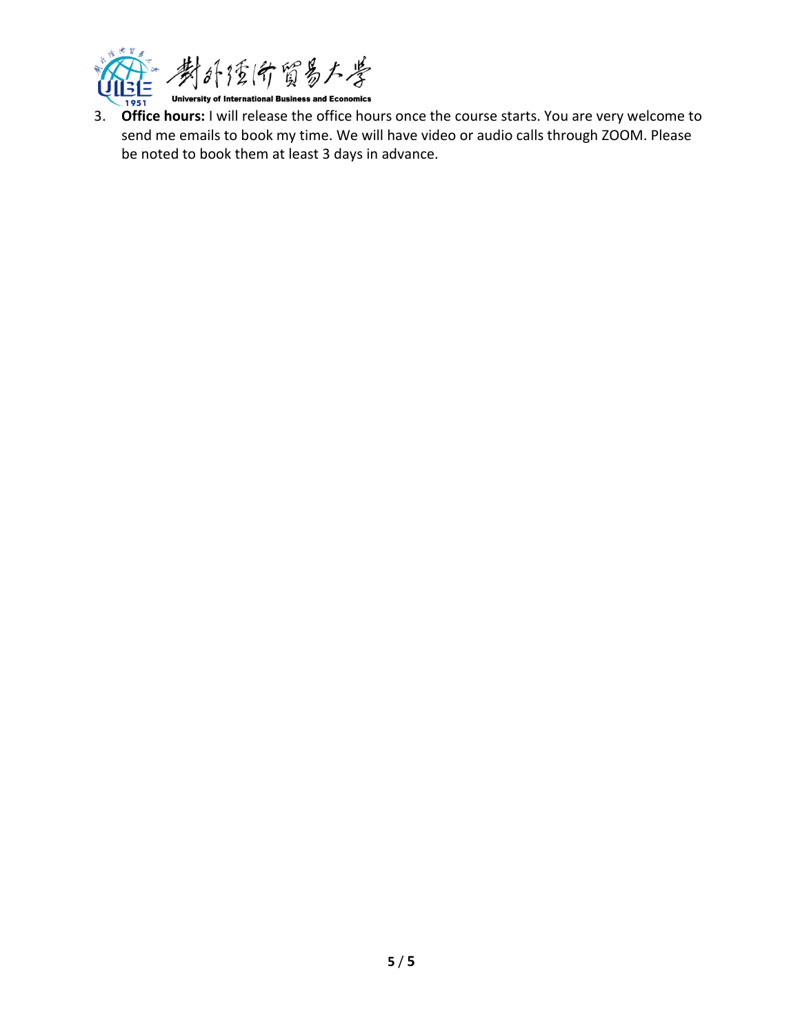3. **Office hours:** I will release the office hours once the course starts. You are very welcome to send me emails to book my time. We will have video or audio calls through ZOOM. Please be noted to book them at least 3 days in advance.